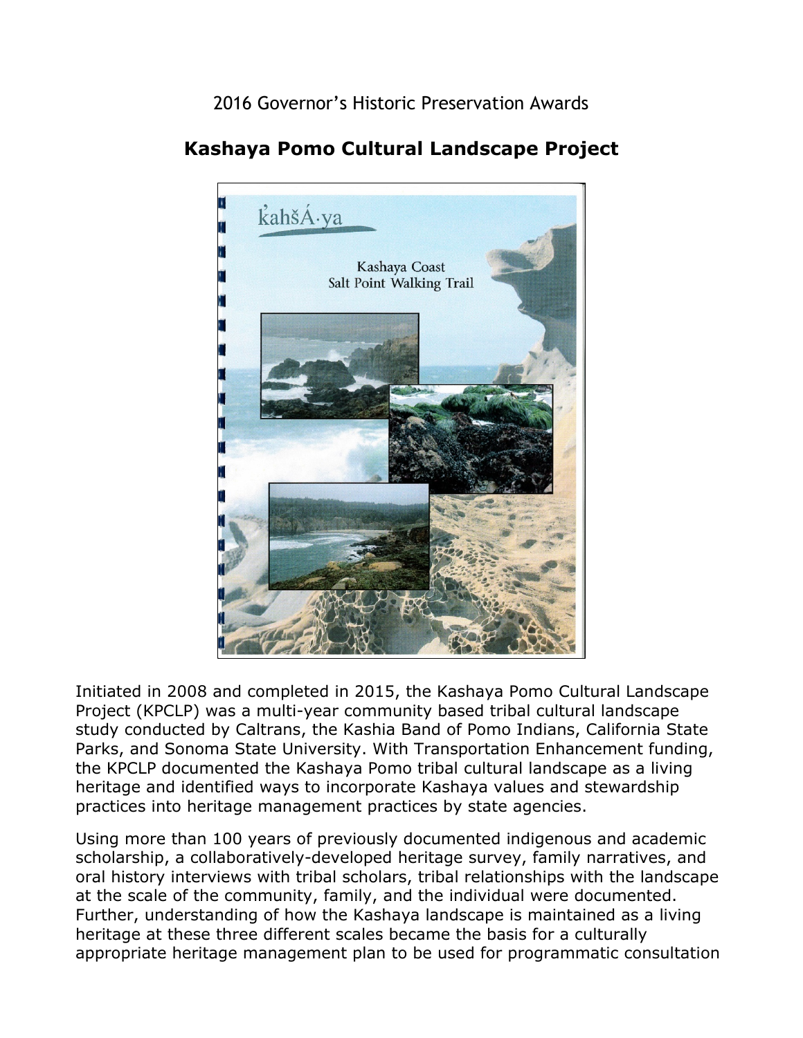2016 Governor's Historic Preservation Awards

# Kashaya Pomo Cultural Landscape Project

Initiated in 2008 and completed in 2015, the Kashaya Pomo Cultural Landscape Project (KPCLP) was a multi-year community based tribal cultural landscape study conducted by Caltrans, the Kashia Band of Pomo Indians, California State Parks, and Sonoma State University. With Transportation Enhancement funding, the KPCLP documented the Kashaya Pomo tribal cultural landscape as a living heritage and identified ways to incorporate Kashaya values and stewardship practices into heritage management practices by state agencies.

Using more than 100 years of previously documented indigenous and academic scholarship, a collaboratively-developed heritage survey, family narratives, and oral history interviews with tribal scholars, tribal relationships with the landscape at the scale of the community, family, and the individual were documented. Further, understanding of how the Kashaya landscape is maintained as a living heritage at these three different scales became the basis for a culturally appropriate heritage management plan to be used for programmatic consultation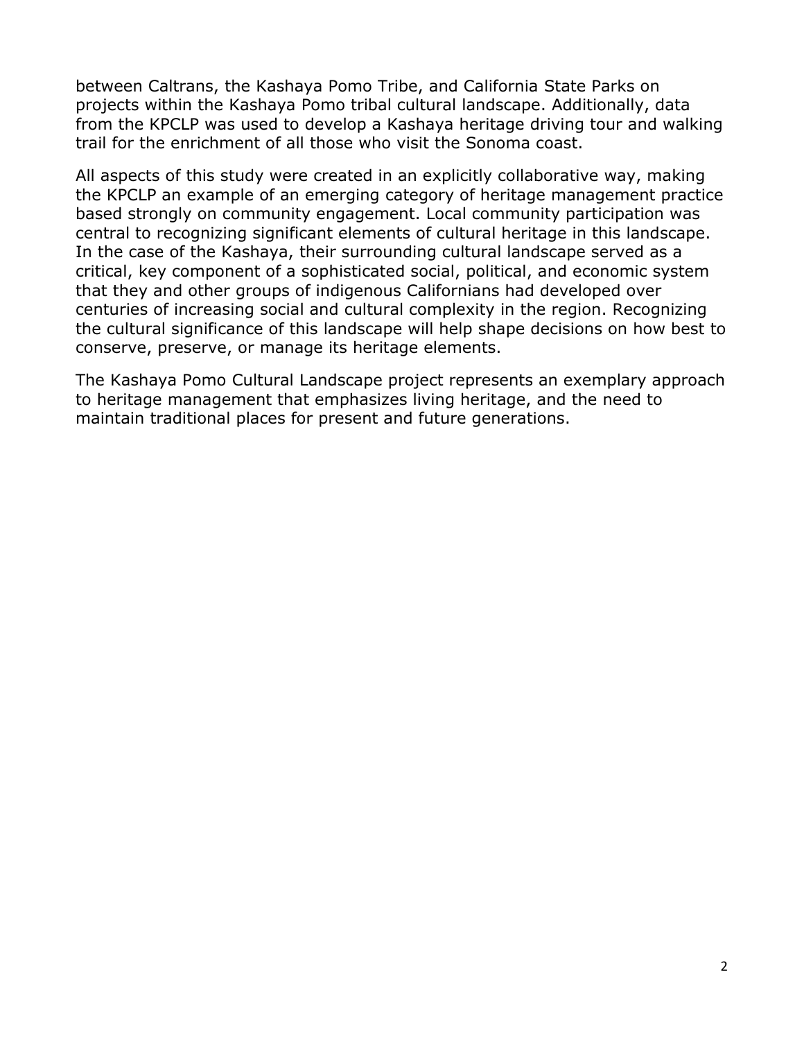between Caltrans, the Kashaya Pomo Tribe, and California State Parks on projects within the Kashaya Pomo tribal cultural landscape. Additionally, data from the KPCLP was used to develop a Kashaya heritage driving tour and walking trail for the enrichment of all those who visit the Sonoma coast.

All aspects of this study were created in an explicitly collaborative way, making the KPCLP an example of an emerging category of heritage management practice based strongly on community engagement. Local community participation was central to recognizing significant elements of cultural heritage in this landscape. In the case of the Kashaya, their surrounding cultural landscape served as a critical, key component of a sophisticated social, political, and economic system that they and other groups of indigenous Californians had developed over centuries of increasing social and cultural complexity in the region. Recognizing the cultural significance of this landscape will help shape decisions on how best to conserve, preserve, or manage its heritage elements.

The Kashaya Pomo Cultural Landscape project represents an exemplary approach to heritage management that emphasizes living heritage, and the need to maintain traditional places for present and future generations.